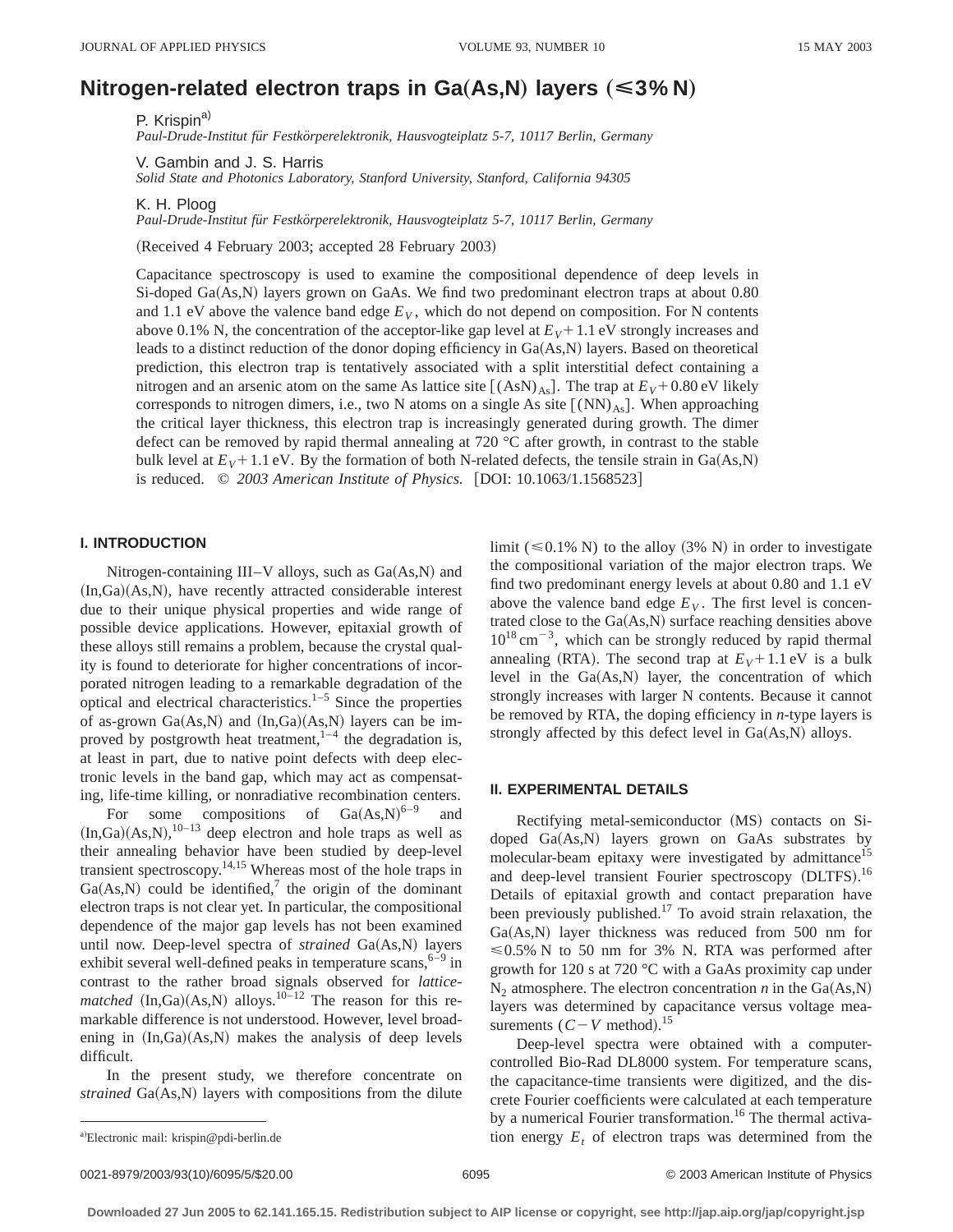# Nitrogen-related electron traps in Ga(As,N) layers (≤3% N)

P. Krispin[a]
*Paul-Drude-Institut für Festkörperelektronik, Hausvogteiplatz 5-7, 10117 Berlin, Germany*

V. Gambin and J. S. Harris
*Solid State and Photonics Laboratory, Stanford University, Stanford, California 94305*

K. H. Ploog
*Paul-Drude-Institut für Festkörperelektronik, Hausvogteiplatz 5-7, 10117 Berlin, Germany*

(Received 4 February 2003; accepted 28 February 2003)

Capacitance spectroscopy is used to examine the compositional dependence of deep levels in Si-doped Ga(As,N) layers grown on GaAs. We find two predominant electron traps at about 0.80 and 1.1 eV above the valence band edge $E_V$, which do not depend on composition. For N contents above 0.1% N, the concentration of the acceptor-like gap level at $E_V+1.1$ eV strongly increases and leads to a distinct reduction of the donor doping efficiency in Ga(As,N) layers. Based on theoretical prediction, this electron trap is tentatively associated with a split interstitial defect containing a nitrogen and an arsenic atom on the same As lattice site $[(\mathrm{AsN})_{\mathrm{As}}]$. The trap at $E_V+0.80$ eV likely corresponds to nitrogen dimers, i.e., two N atoms on a single As site $[(\mathrm{NN})_{\mathrm{As}}]$. When approaching the critical layer thickness, this electron trap is increasingly generated during growth. The dimer defect can be removed by rapid thermal annealing at 720 °C after growth, in contrast to the stable bulk level at $E_V+1.1$ eV. By the formation of both N-related defects, the tensile strain in Ga(As,N) is reduced. © *2003 American Institute of Physics.* [DOI: 10.1063/1.1568523]

## I. INTRODUCTION

Nitrogen-containing III–V alloys, such as Ga(As,N) and (In,Ga)(As,N), have recently attracted considerable interest due to their unique physical properties and wide range of possible device applications. However, epitaxial growth of these alloys still remains a problem, because the crystal quality is found to deteriorate for higher concentrations of incorporated nitrogen leading to a remarkable degradation of the optical and electrical characteristics.[1–5] Since the properties of as-grown Ga(As,N) and (In,Ga)(As,N) layers can be improved by postgrowth heat treatment,[1–4] the degradation is, at least in part, due to native point defects with deep electronic levels in the band gap, which may act as compensating, life-time killing, or nonradiative recombination centers.

For some compositions of Ga(As,N)[6–9] and (In,Ga)(As,N),[10–13] deep electron and hole traps as well as their annealing behavior have been studied by deep-level transient spectroscopy.[14,15] Whereas most of the hole traps in Ga(As,N) could be identified,[7] the origin of the dominant electron traps is not clear yet. In particular, the compositional dependence of the major gap levels has not been examined until now. Deep-level spectra of *strained* Ga(As,N) layers exhibit several well-defined peaks in temperature scans,[6–9] in contrast to the rather broad signals observed for *lattice-matched* (In,Ga)(As,N) alloys.[10–12] The reason for this remarkable difference is not understood. However, level broadening in (In,Ga)(As,N) makes the analysis of deep levels difficult.

In the present study, we therefore concentrate on *strained* Ga(As,N) layers with compositions from the dilute limit (≤0.1% N) to the alloy (3% N) in order to investigate the compositional variation of the major electron traps. We find two predominant energy levels at about 0.80 and 1.1 eV above the valence band edge $E_V$. The first level is concentrated close to the Ga(As,N) surface reaching densities above $10^{18}\,\mathrm{cm}^{-3}$, which can be strongly reduced by rapid thermal annealing (RTA). The second trap at $E_V+1.1$ eV is a bulk level in the Ga(As,N) layer, the concentration of which strongly increases with larger N contents. Because it cannot be removed by RTA, the doping efficiency in *n*-type layers is strongly affected by this defect level in Ga(As,N) alloys.

## II. EXPERIMENTAL DETAILS

Rectifying metal-semiconductor (MS) contacts on Si-doped Ga(As,N) layers grown on GaAs substrates by molecular-beam epitaxy were investigated by admittance[15] and deep-level transient Fourier spectroscopy (DLTFS).[16] Details of epitaxial growth and contact preparation have been previously published.[17] To avoid strain relaxation, the Ga(As,N) layer thickness was reduced from 500 nm for ≤0.5% N to 50 nm for 3% N. RTA was performed after growth for 120 s at 720 °C with a GaAs proximity cap under $N_2$ atmosphere. The electron concentration *n* in the Ga(As,N) layers was determined by capacitance versus voltage measurements ($C-V$ method).[15]

Deep-level spectra were obtained with a computer-controlled Bio-Rad DL8000 system. For temperature scans, the capacitance-time transients were digitized, and the discrete Fourier coefficients were calculated at each temperature by a numerical Fourier transformation.[16] The thermal activation energy $E_t$ of electron traps was determined from the

[a]Electronic mail: krispin@pdi-berlin.de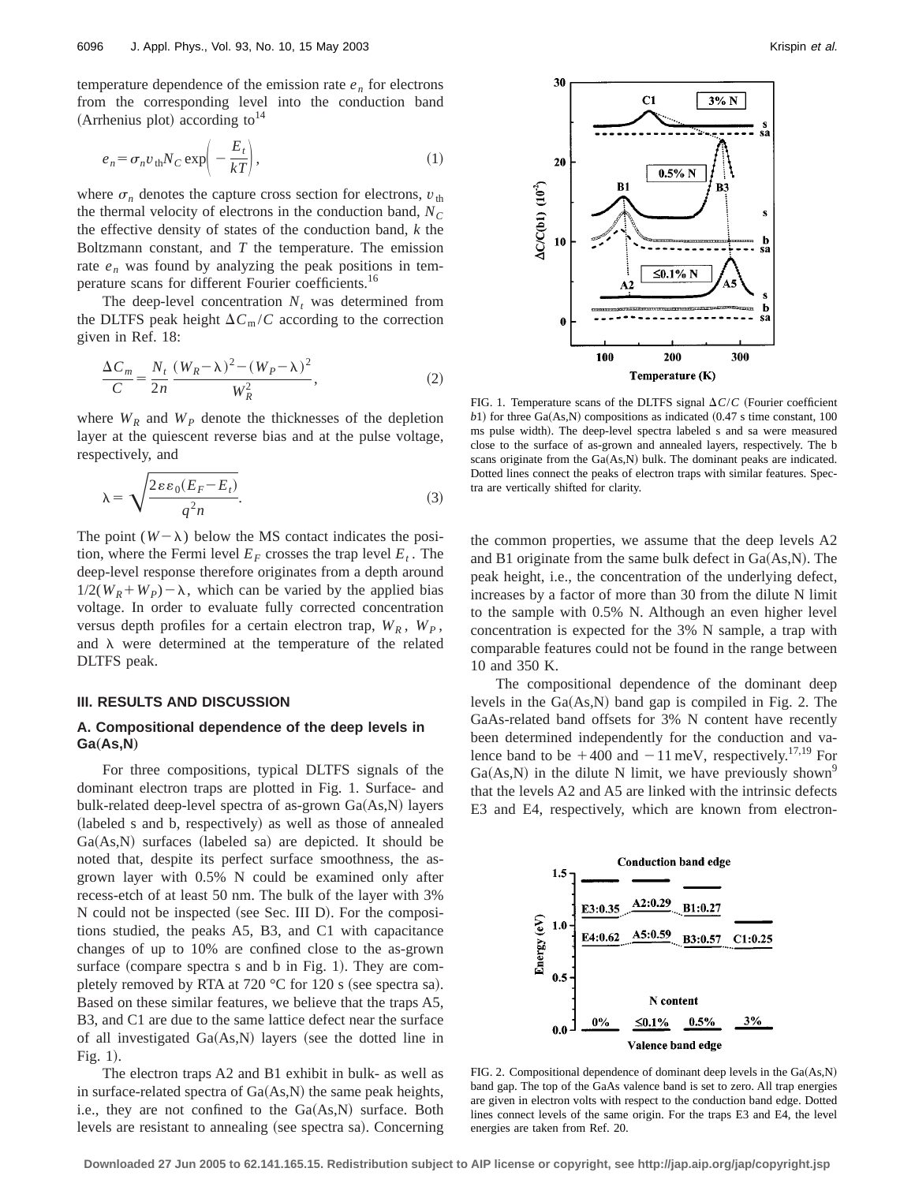temperature dependence of the emission rate $e_n$ for electrons from the corresponding level into the conduction band (Arrhenius plot) according to[14]

$$e_n = \sigma_n v_{th} N_C \exp\left(-\frac{E_t}{kT}\right), \tag{1}$$

where $\sigma_n$ denotes the capture cross section for electrons, $v_{th}$ the thermal velocity of electrons in the conduction band, $N_C$ the effective density of states of the conduction band, $k$ the Boltzmann constant, and $T$ the temperature. The emission rate $e_n$ was found by analyzing the peak positions in temperature scans for different Fourier coefficients.[16]

The deep-level concentration $N_t$ was determined from the DLTFS peak height $\Delta C_m/C$ according to the correction given in Ref. 18:

$$\frac{\Delta C_m}{C} = \frac{N_t}{2n} \frac{(W_R-\lambda)^2-(W_P-\lambda)^2}{W_R^2}, \tag{2}$$

where $W_R$ and $W_P$ denote the thicknesses of the depletion layer at the quiescent reverse bias and at the pulse voltage, respectively, and

$$\lambda = \sqrt{\frac{2\varepsilon\varepsilon_0(E_F-E_t)}{q^2 n}}. \tag{3}$$

The point $(W-\lambda)$ below the MS contact indicates the position, where the Fermi level $E_F$ crosses the trap level $E_t$. The deep-level response therefore originates from a depth around $1/2(W_R+W_P)-\lambda$, which can be varied by the applied bias voltage. In order to evaluate fully corrected concentration versus depth profiles for a certain electron trap, $W_R$, $W_P$, and $\lambda$ were determined at the temperature of the related DLTFS peak.

## III. RESULTS AND DISCUSSION

### A. Compositional dependence of the deep levels in Ga(As,N)

For three compositions, typical DLTFS signals of the dominant electron traps are plotted in Fig. 1. Surface- and bulk-related deep-level spectra of as-grown Ga(As,N) layers (labeled s and b, respectively) as well as those of annealed Ga(As,N) surfaces (labeled sa) are depicted. It should be noted that, despite its perfect surface smoothness, the as-grown layer with 0.5% N could be examined only after recess-etch of at least 50 nm. The bulk of the layer with 3% N could not be inspected (see Sec. III D). For the compositions studied, the peaks A5, B3, and C1 with capacitance changes of up to 10% are confined close to the as-grown surface (compare spectra s and b in Fig. 1). They are completely removed by RTA at 720 °C for 120 s (see spectra sa). Based on these similar features, we believe that the traps A5, B3, and C1 are due to the same lattice defect near the surface of all investigated Ga(As,N) layers (see the dotted line in Fig. 1).

The electron traps A2 and B1 exhibit in bulk- as well as in surface-related spectra of Ga(As,N) the same peak heights, i.e., they are not confined to the Ga(As,N) surface. Both levels are resistant to annealing (see spectra sa). Concerning

FIG. 1. Temperature scans of the DLTFS signal $\Delta C/C$ (Fourier coefficient $b1$) for three Ga(As,N) compositions as indicated (0.47 s time constant, 100 ms pulse width). The deep-level spectra labeled s and sa were measured close to the surface of as-grown and annealed layers, respectively. The b scans originate from the Ga(As,N) bulk. The dominant peaks are indicated. Dotted lines connect the peaks of electron traps with similar features. Spectra are vertically shifted for clarity.

the common properties, we assume that the deep levels A2 and B1 originate from the same bulk defect in Ga(As,N). The peak height, i.e., the concentration of the underlying defect, increases by a factor of more than 30 from the dilute N limit to the sample with 0.5% N. Although an even higher level concentration is expected for the 3% N sample, a trap with comparable features could not be found in the range between 10 and 350 K.

The compositional dependence of the dominant deep levels in the Ga(As,N) band gap is compiled in Fig. 2. The GaAs-related band offsets for 3% N content have recently been determined independently for the conduction and valence band to be +400 and −11 meV, respectively.[17,19] For Ga(As,N) in the dilute N limit, we have previously shown[9] that the levels A2 and A5 are linked with the intrinsic defects E3 and E4, respectively, which are known from electron-

FIG. 2. Compositional dependence of dominant deep levels in the Ga(As,N) band gap. The top of the GaAs valence band is set to zero. All trap energies are given in electron volts with respect to the conduction band edge. Dotted lines connect levels of the same origin. For the traps E3 and E4, the level energies are taken from Ref. 20.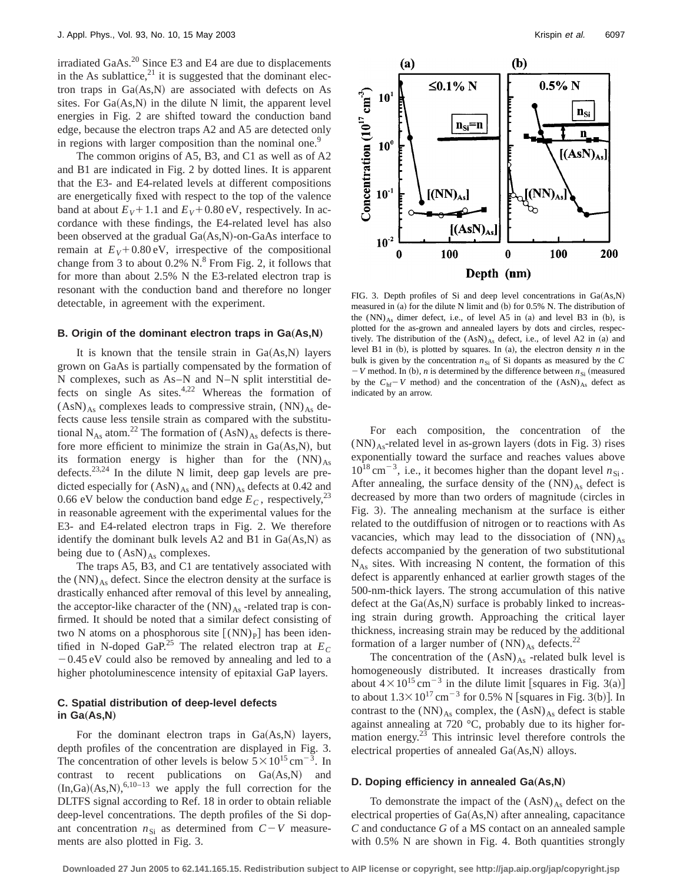irradiated GaAs.[20] Since E3 and E4 are due to displacements in the As sublattice,[21] it is suggested that the dominant electron traps in Ga(As,N) are associated with defects on As sites. For Ga(As,N) in the dilute N limit, the apparent level energies in Fig. 2 are shifted toward the conduction band edge, because the electron traps A2 and A5 are detected only in regions with larger composition than the nominal one.[9]

The common origins of A5, B3, and C1 as well as of A2 and B1 are indicated in Fig. 2 by dotted lines. It is apparent that the E3- and E4-related levels at different compositions are energetically fixed with respect to the top of the valence band at about $E_V+1.1$ and $E_V+0.80$ eV, respectively. In accordance with these findings, the E4-related level has also been observed at the gradual Ga(As,N)-on-GaAs interface to remain at $E_V+0.80$ eV, irrespective of the compositional change from 3 to about 0.2% N.[8] From Fig. 2, it follows that for more than about 2.5% N the E3-related electron trap is resonant with the conduction band and therefore no longer detectable, in agreement with the experiment.

### B. Origin of the dominant electron traps in Ga(As,N)

It is known that the tensile strain in Ga(As,N) layers grown on GaAs is partially compensated by the formation of N complexes, such as As–N and N–N split interstitial defects on single As sites.[4,22] Whereas the formation of $(AsN)_{As}$ complexes leads to compressive strain, $(NN)_{As}$ defects cause less tensile strain as compared with the substitutional $N_{As}$ atom.[22] The formation of $(AsN)_{As}$ defects is therefore more efficient to minimize the strain in Ga(As,N), but its formation energy is higher than for the $(NN)_{As}$ defects.[23,24] In the dilute N limit, deep gap levels are predicted especially for $(AsN)_{As}$ and $(NN)_{As}$ defects at 0.42 and 0.66 eV below the conduction band edge $E_C$, respectively,[23] in reasonable agreement with the experimental values for the E3- and E4-related electron traps in Fig. 2. We therefore identify the dominant bulk levels A2 and B1 in Ga(As,N) as being due to $(AsN)_{As}$ complexes.

The traps A5, B3, and C1 are tentatively associated with the $(NN)_{As}$ defect. Since the electron density at the surface is drastically enhanced after removal of this level by annealing, the acceptor-like character of the $(NN)_{As}$ -related trap is confirmed. It should be noted that a similar defect consisting of two N atoms on a phosphorous site $[(NN)_P]$ has been identified in N-doped GaP.[25] The related electron trap at $E_C - 0.45$ eV could also be removed by annealing and led to a higher photoluminescence intensity of epitaxial GaP layers.

### C. Spatial distribution of deep-level defects in Ga(As,N)

For the dominant electron traps in Ga(As,N) layers, depth profiles of the concentration are displayed in Fig. 3. The concentration of other levels is below $5\times10^{15}\,\mathrm{cm}^{-3}$. In contrast to recent publications on Ga(As,N) and (In,Ga)(As,N),[6,10–13] we apply the full correction for the DLTFS signal according to Ref. 18 in order to obtain reliable deep-level concentrations. The depth profiles of the Si dopant concentration $n_{Si}$ as determined from $C-V$ measurements are also plotted in Fig. 3.

FIG. 3. Depth profiles of Si and deep level concentrations in Ga(As,N) measured in (a) for the dilute N limit and (b) for 0.5% N. The distribution of the $(NN)_{As}$ dimer defect, i.e., of level A5 in (a) and level B3 in (b), is plotted for the as-grown and annealed layers by dots and circles, respectively. The distribution of the $(AsN)_{As}$ defect, i.e., of level A2 in (a) and level B1 in (b), is plotted by squares. In (a), the electron density $n$ in the bulk is given by the concentration $n_{Si}$ of Si dopants as measured by the $C-V$ method. In (b), $n$ is determined by the difference between $n_{Si}$ (measured by the $C_{hf}-V$ method) and the concentration of the $(AsN)_{As}$ defect as indicated by an arrow.

For each composition, the concentration of the $(NN)_{As}$-related level in as-grown layers (dots in Fig. 3) rises exponentially toward the surface and reaches values above $10^{18}\,\mathrm{cm}^{-3}$, i.e., it becomes higher than the dopant level $n_{Si}$. After annealing, the surface density of the $(NN)_{As}$ defect is decreased by more than two orders of magnitude (circles in Fig. 3). The annealing mechanism at the surface is either related to the outdiffusion of nitrogen or to reactions with As vacancies, which may lead to the dissociation of $(NN)_{As}$ defects accompanied by the generation of two substitutional $N_{As}$ sites. With increasing N content, the formation of this defect is apparently enhanced at earlier growth stages of the 500-nm-thick layers. The strong accumulation of this native defect at the Ga(As,N) surface is probably linked to increasing strain during growth. Approaching the critical layer thickness, increasing strain may be reduced by the additional formation of a larger number of $(NN)_{As}$ defects.[22]

The concentration of the $(AsN)_{As}$ -related bulk level is homogeneously distributed. It increases drastically from about $4\times10^{15}\,\mathrm{cm}^{-3}$ in the dilute limit [squares in Fig. 3(a)] to about $1.3\times10^{17}\,\mathrm{cm}^{-3}$ for 0.5% N [squares in Fig. 3(b)]. In contrast to the $(NN)_{As}$ complex, the $(AsN)_{As}$ defect is stable against annealing at 720 °C, probably due to its higher formation energy.[23] This intrinsic level therefore controls the electrical properties of annealed Ga(As,N) alloys.

### D. Doping efficiency in annealed Ga(As,N)

To demonstrate the impact of the $(AsN)_{As}$ defect on the electrical properties of Ga(As,N) after annealing, capacitance $C$ and conductance $G$ of a MS contact on an annealed sample with 0.5% N are shown in Fig. 4. Both quantities strongly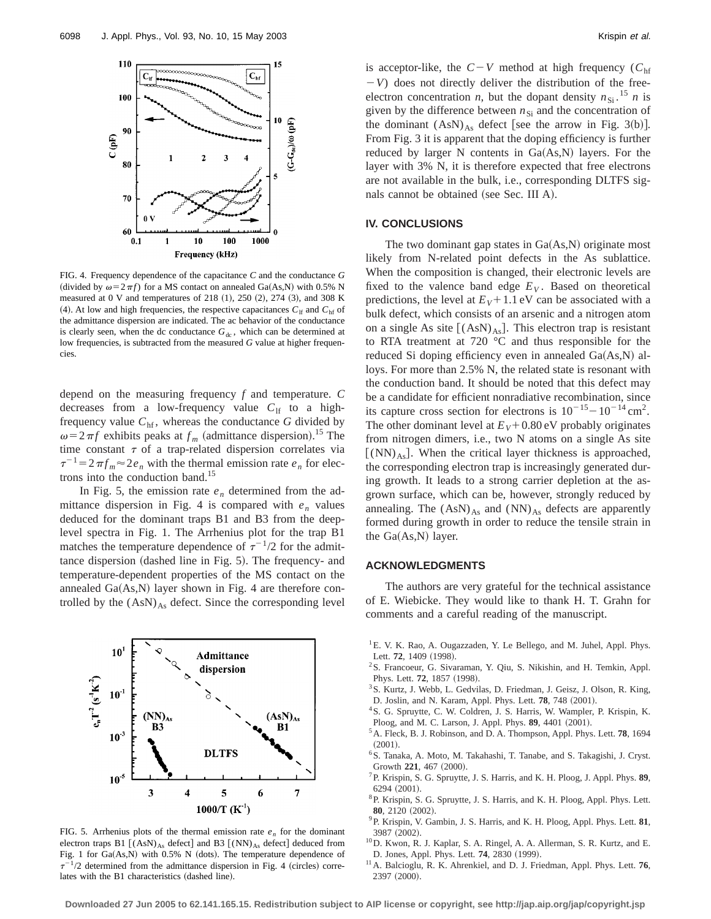FIG. 4. Frequency dependence of the capacitance $C$ and the conductance $G$ (divided by $\omega = 2\pi f$) for a MS contact on annealed Ga(As,N) with 0.5% N measured at 0 V and temperatures of 218 (1), 250 (2), 274 (3), and 308 K (4). At low and high frequencies, the respective capacitances $C_{\rm lf}$ and $C_{\rm hf}$ of the admittance dispersion are indicated. The ac behavior of the conductance is clearly seen, when the dc conductance $G_{\rm dc}$, which can be determined at low frequencies, is subtracted from the measured $G$ value at higher frequencies.

depend on the measuring frequency $f$ and temperature. $C$ decreases from a low-frequency value $C_{\rm lf}$ to a high-frequency value $C_{\rm hf}$, whereas the conductance $G$ divided by $\omega = 2\pi f$ exhibits peaks at $f_m$ (admittance dispersion).[15] The time constant $\tau$ of a trap-related dispersion correlates via $\tau^{-1} = 2\pi f_m \approx 2e_n$ with the thermal emission rate $e_n$ for electrons into the conduction band.[15]

In Fig. 5, the emission rate $e_n$ determined from the admittance dispersion in Fig. 4 is compared with $e_n$ values deduced for the dominant traps B1 and B3 from the deep-level spectra in Fig. 1. The Arrhenius plot for the trap B1 matches the temperature dependence of $\tau^{-1}/2$ for the admittance dispersion (dashed line in Fig. 5). The frequency- and temperature-dependent properties of the MS contact on the annealed Ga(As,N) layer shown in Fig. 4 are therefore controlled by the $(\mathrm{AsN})_{\mathrm{As}}$ defect. Since the corresponding level

FIG. 5. Arrhenius plots of the thermal emission rate $e_n$ for the dominant electron traps B1 [$(\mathrm{AsN})_{\mathrm{As}}$ defect] and B3 [$(\mathrm{NN})_{\mathrm{As}}$ defect] deduced from Fig. 1 for Ga(As,N) with 0.5% N (dots). The temperature dependence of $\tau^{-1}/2$ determined from the admittance dispersion in Fig. 4 (circles) correlates with the B1 characteristics (dashed line).

is acceptor-like, the $C-V$ method at high frequency ($C_{\rm hf}-V$) does not directly deliver the distribution of the free-electron concentration $n$, but the dopant density $n_{\rm Si}$.[15] $n$ is given by the difference between $n_{\rm Si}$ and the concentration of the dominant $(\mathrm{AsN})_{\mathrm{As}}$ defect [see the arrow in Fig. 3(b)]. From Fig. 3 it is apparent that the doping efficiency is further reduced by larger N contents in Ga(As,N) layers. For the layer with 3% N, it is therefore expected that free electrons are not available in the bulk, i.e., corresponding DLTFS signals cannot be obtained (see Sec. III A).

## IV. CONCLUSIONS

The two dominant gap states in Ga(As,N) originate most likely from N-related point defects in the As sublattice. When the composition is changed, their electronic levels are fixed to the valence band edge $E_V$. Based on theoretical predictions, the level at $E_V + 1.1\,\mathrm{eV}$ can be associated with a bulk defect, which consists of an arsenic and a nitrogen atom on a single As site [$(\mathrm{AsN})_{\mathrm{As}}$]. This electron trap is resistant to RTA treatment at 720 °C and thus responsible for the reduced Si doping efficiency even in annealed Ga(As,N) alloys. For more than 2.5% N, the related state is resonant with the conduction band. It should be noted that this defect may be a candidate for efficient nonradiative recombination, since its capture cross section for electrons is $10^{-15}-10^{-14}\,\mathrm{cm}^2$. The other dominant level at $E_V + 0.80\,\mathrm{eV}$ probably originates from nitrogen dimers, i.e., two N atoms on a single As site [$(\mathrm{NN})_{\mathrm{As}}$]. When the critical layer thickness is approached, the corresponding electron trap is increasingly generated during growth. It leads to a strong carrier depletion at the as-grown surface, which can be, however, strongly reduced by annealing. The $(\mathrm{AsN})_{\mathrm{As}}$ and $(\mathrm{NN})_{\mathrm{As}}$ defects are apparently formed during growth in order to reduce the tensile strain in the Ga(As,N) layer.

## ACKNOWLEDGMENTS

The authors are very grateful for the technical assistance of E. Wiebicke. They would like to thank H. T. Grahn for comments and a careful reading of the manuscript.

[1] E. V. K. Rao, A. Ougazzaden, Y. Le Bellego, and M. Juhel, Appl. Phys. Lett. **72**, 1409 (1998).
[2] S. Francoeur, G. Sivaraman, Y. Qiu, S. Nikishin, and H. Temkin, Appl. Phys. Lett. **72**, 1857 (1998).
[3] S. Kurtz, J. Webb, L. Gedvilas, D. Friedman, J. Geisz, J. Olson, R. King, D. Joslin, and N. Karam, Appl. Phys. Lett. **78**, 748 (2001).
[4] S. G. Spruytte, C. W. Coldren, J. S. Harris, W. Wampler, P. Krispin, K. Ploog, and M. C. Larson, J. Appl. Phys. **89**, 4401 (2001).
[5] A. Fleck, B. J. Robinson, and D. A. Thompson, Appl. Phys. Lett. **78**, 1694 (2001).
[6] S. Tanaka, A. Moto, M. Takahashi, T. Tanabe, and S. Takagishi, J. Cryst. Growth **221**, 467 (2000).
[7] P. Krispin, S. G. Spruytte, J. S. Harris, and K. H. Ploog, J. Appl. Phys. **89**, 6294 (2001).
[8] P. Krispin, S. G. Spruytte, J. S. Harris, and K. H. Ploog, Appl. Phys. Lett. **80**, 2120 (2002).
[9] P. Krispin, V. Gambin, J. S. Harris, and K. H. Ploog, Appl. Phys. Lett. **81**, 3987 (2002).
[10] D. Kwon, R. J. Kaplar, S. A. Ringel, A. A. Allerman, S. R. Kurtz, and E. D. Jones, Appl. Phys. Lett. **74**, 2830 (1999).
[11] A. Balcioglu, R. K. Ahrenkiel, and D. J. Friedman, Appl. Phys. Lett. **76**, 2397 (2000).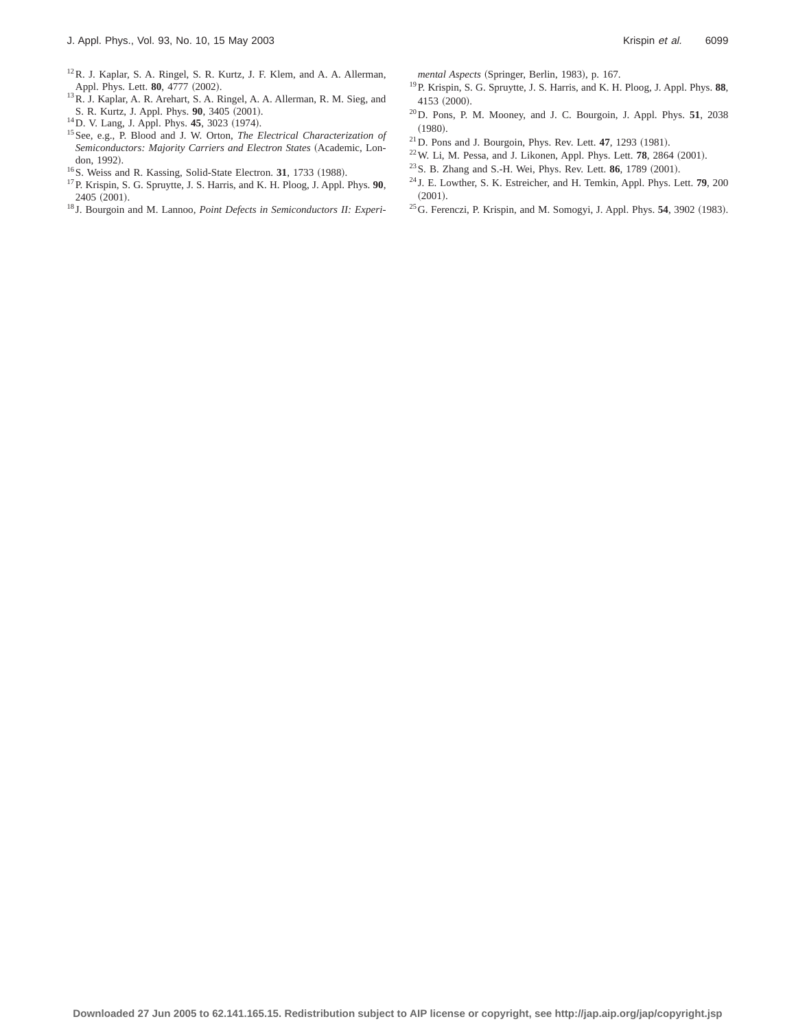[12] R. J. Kaplar, S. A. Ringel, S. R. Kurtz, J. F. Klem, and A. A. Allerman, Appl. Phys. Lett. **80**, 4777 (2002).

[13] R. J. Kaplar, A. R. Arehart, S. A. Ringel, A. A. Allerman, R. M. Sieg, and S. R. Kurtz, J. Appl. Phys. **90**, 3405 (2001).

[14] D. V. Lang, J. Appl. Phys. **45**, 3023 (1974).

[15] See, e.g., P. Blood and J. W. Orton, *The Electrical Characterization of Semiconductors: Majority Carriers and Electron States* (Academic, London, 1992).

[16] S. Weiss and R. Kassing, Solid-State Electron. **31**, 1733 (1988).

[17] P. Krispin, S. G. Spruytte, J. S. Harris, and K. H. Ploog, J. Appl. Phys. **90**, 2405 (2001).

[18] J. Bourgoin and M. Lannoo, *Point Defects in Semiconductors II: Experimental Aspects* (Springer, Berlin, 1983), p. 167.

[19] P. Krispin, S. G. Spruytte, J. S. Harris, and K. H. Ploog, J. Appl. Phys. **88**, 4153 (2000).

[20] D. Pons, P. M. Mooney, and J. C. Bourgoin, J. Appl. Phys. **51**, 2038 (1980).

[21] D. Pons and J. Bourgoin, Phys. Rev. Lett. **47**, 1293 (1981).

[22] W. Li, M. Pessa, and J. Likonen, Appl. Phys. Lett. **78**, 2864 (2001).

[23] S. B. Zhang and S.-H. Wei, Phys. Rev. Lett. **86**, 1789 (2001).

[24] J. E. Lowther, S. K. Estreicher, and H. Temkin, Appl. Phys. Lett. **79**, 200 (2001).

[25] G. Ferenczi, P. Krispin, and M. Somogyi, J. Appl. Phys. **54**, 3902 (1983).